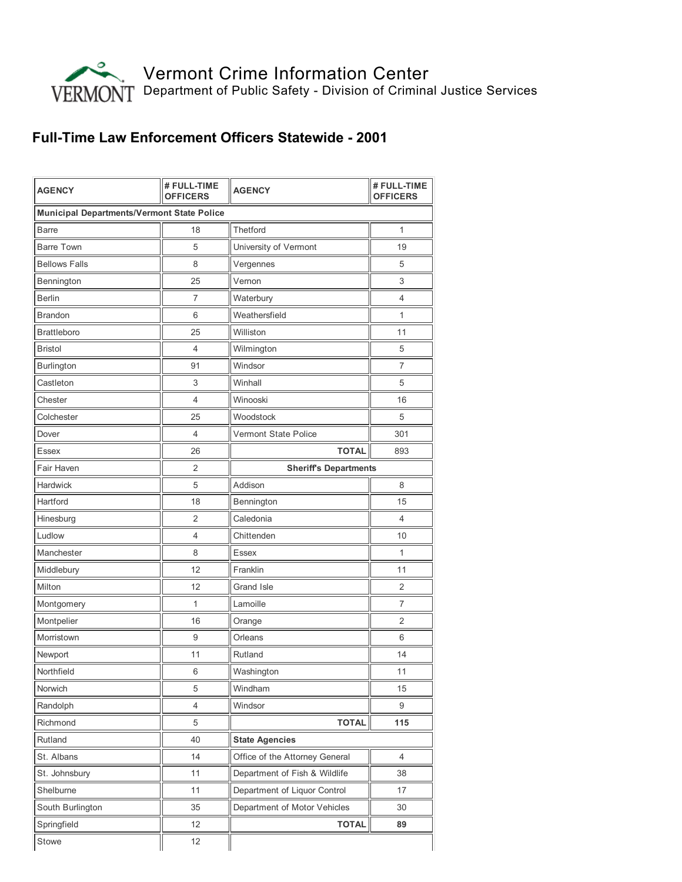Vermont Crime Information Center

Department of Public Safety - Division of Criminal Justice Services

## Full-Time Law Enforcement Officers Statewide - 2001

| AGENCY | # FULL-TIME OFFICERS | AGENCY | # FULL-TIME OFFICERS |
|---|---|---|---|
| **Municipal Departments/Vermont State Police** | | | |
| Barre | 18 | Thetford | 1 |
| Barre Town | 5 | University of Vermont | 19 |
| Bellows Falls | 8 | Vergennes | 5 |
| Bennington | 25 | Vernon | 3 |
| Berlin | 7 | Waterbury | 4 |
| Brandon | 6 | Weathersfield | 1 |
| Brattleboro | 25 | Williston | 11 |
| Bristol | 4 | Wilmington | 5 |
| Burlington | 91 | Windsor | 7 |
| Castleton | 3 | Winhall | 5 |
| Chester | 4 | Winooski | 16 |
| Colchester | 25 | Woodstock | 5 |
| Dover | 4 | Vermont State Police | 301 |
| Essex | 26 | **TOTAL** | 893 |
| Fair Haven | 2 | **Sheriff's Departments** | |
| Hardwick | 5 | Addison | 8 |
| Hartford | 18 | Bennington | 15 |
| Hinesburg | 2 | Caledonia | 4 |
| Ludlow | 4 | Chittenden | 10 |
| Manchester | 8 | Essex | 1 |
| Middlebury | 12 | Franklin | 11 |
| Milton | 12 | Grand Isle | 2 |
| Montgomery | 1 | Lamoille | 7 |
| Montpelier | 16 | Orange | 2 |
| Morristown | 9 | Orleans | 6 |
| Newport | 11 | Rutland | 14 |
| Northfield | 6 | Washington | 11 |
| Norwich | 5 | Windham | 15 |
| Randolph | 4 | Windsor | 9 |
| Richmond | 5 | **TOTAL** | **115** |
| Rutland | 40 | **State Agencies** | |
| St. Albans | 14 | Office of the Attorney General | 4 |
| St. Johnsbury | 11 | Department of Fish & Wildlife | 38 |
| Shelburne | 11 | Department of Liquor Control | 17 |
| South Burlington | 35 | Department of Motor Vehicles | 30 |
| Springfield | 12 | **TOTAL** | **89** |
| Stowe | 12 | | |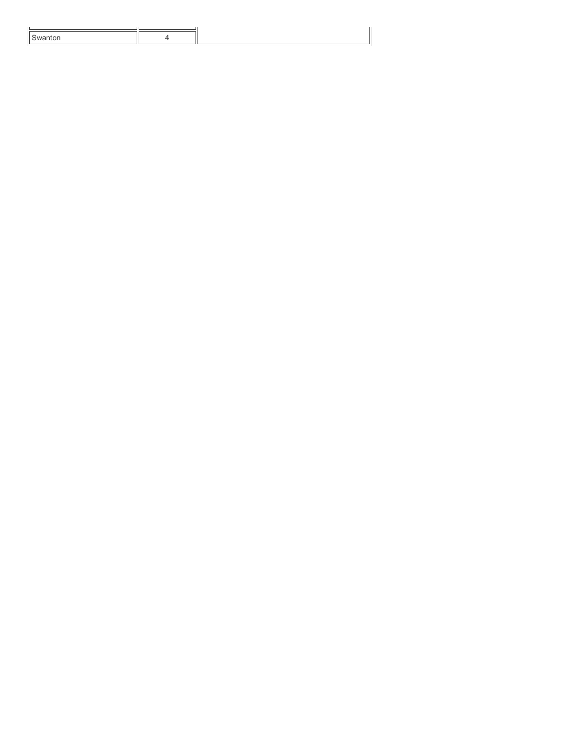| | | |
|---|---|---|
| Swanton | 4 | |